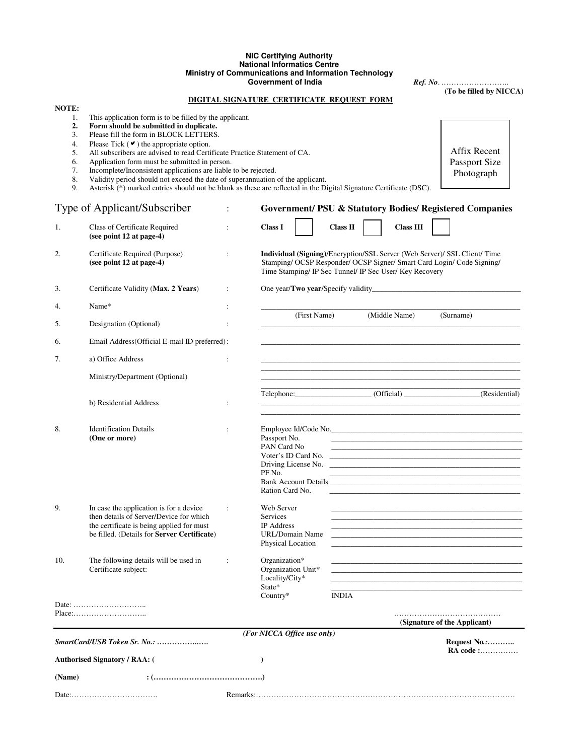**NIC Certifying Authority**
**National Informatics Centre**
**Ministry of Communications and Information Technology**
**Government of India**

*Ref. No*. ……………………..
**(To be filled by NICCA)**

## DIGITAL SIGNATURE CERTIFICATE REQUEST FORM

**NOTE:**

1. This application form is to be filled by the applicant.
2. **Form should be submitted in duplicate.**
3. Please fill the form in BLOCK LETTERS.
4. Please Tick (✔) the appropriate option.
5. All subscribers are advised to read Certificate Practice Statement of CA.
6. Application form must be submitted in person.
7. Incomplete/Inconsistent applications are liable to be rejected.
8. Validity period should not exceed the date of superannuation of the applicant.
9. Asterisk (*) marked entries should not be blank as these are reflected in the Digital Signature Certificate (DSC).

Affix Recent Passport Size Photograph

### Type of Applicant/Subscriber : **Government/ PSU & Statutory Bodies/ Registered Companies**

| | | | |
|---|---|---|---|
| 1. | Class of Certificate Required **(see point 12 at page-4)** | : | **Class I** ☐ **Class II** ☐ **Class III** ☐ |
| 2. | Certificate Required (Purpose) **(see point 12 at page-4)** | : | **Individual (Signing)**/Encryption/SSL Server (Web Server)/ SSL Client/ Time Stamping/ OCSP Responder/ OCSP Signer/ Smart Card Login/ Code Signing/ Time Stamping/ IP Sec Tunnel/ IP Sec User/ Key Recovery |
| 3. | Certificate Validity (**Max. 2 Years**) | : | One year/**Two year**/Specify validity________________ |
| 4. | Name* | : | ________________ (First Name) (Middle Name) (Surname) |
| 5. | Designation (Optional) | : | ________________ |
| 6. | Email Address(Official E-mail ID preferred) | : | ________________ |
| 7. | a) Office Address | : | ________________ |
| | Ministry/Department (Optional) | | ________________ |
| | | | Telephone:__________ (Official) __________(Residential) |
| | b) Residential Address | : | ________________ |
| 8. | Identification Details **(One or more)** | : | Employee Id/Code No.________________<br>Passport No. ________________<br>PAN Card No ________________<br>Voter's ID Card No. ________________<br>Driving License No. ________________<br>PF No. ________________<br>Bank Account Details ________________<br>Ration Card No. ________________ |
| 9. | In case the application is for a device then details of Server/Device for which the certificate is being applied for must be filled. (Details for **Server Certificate**) | : | Web Server ________________<br>Services ________________<br>IP Address ________________<br>URL/Domain Name ________________<br>Physical Location ________________ |
| 10. | The following details will be used in Certificate subject: | : | Organization* ________________<br>Organization Unit* ________________<br>Locality/City* ________________<br>State* ________________<br>Country* INDIA |

Date: ………………………..
Place:………………………..

……………………………………
**(Signature of the Applicant)**

---

*(For NICCA Office use only)*

***SmartCard/USB Token Sr. No.: ……………..….***

**Request No.:**………..
**RA code :**……………

**Authorised Signatory / RAA:** ( )

**(Name)** **: (……………………………………)**

Date:……………………………. Remarks:………………………………………………………………………………………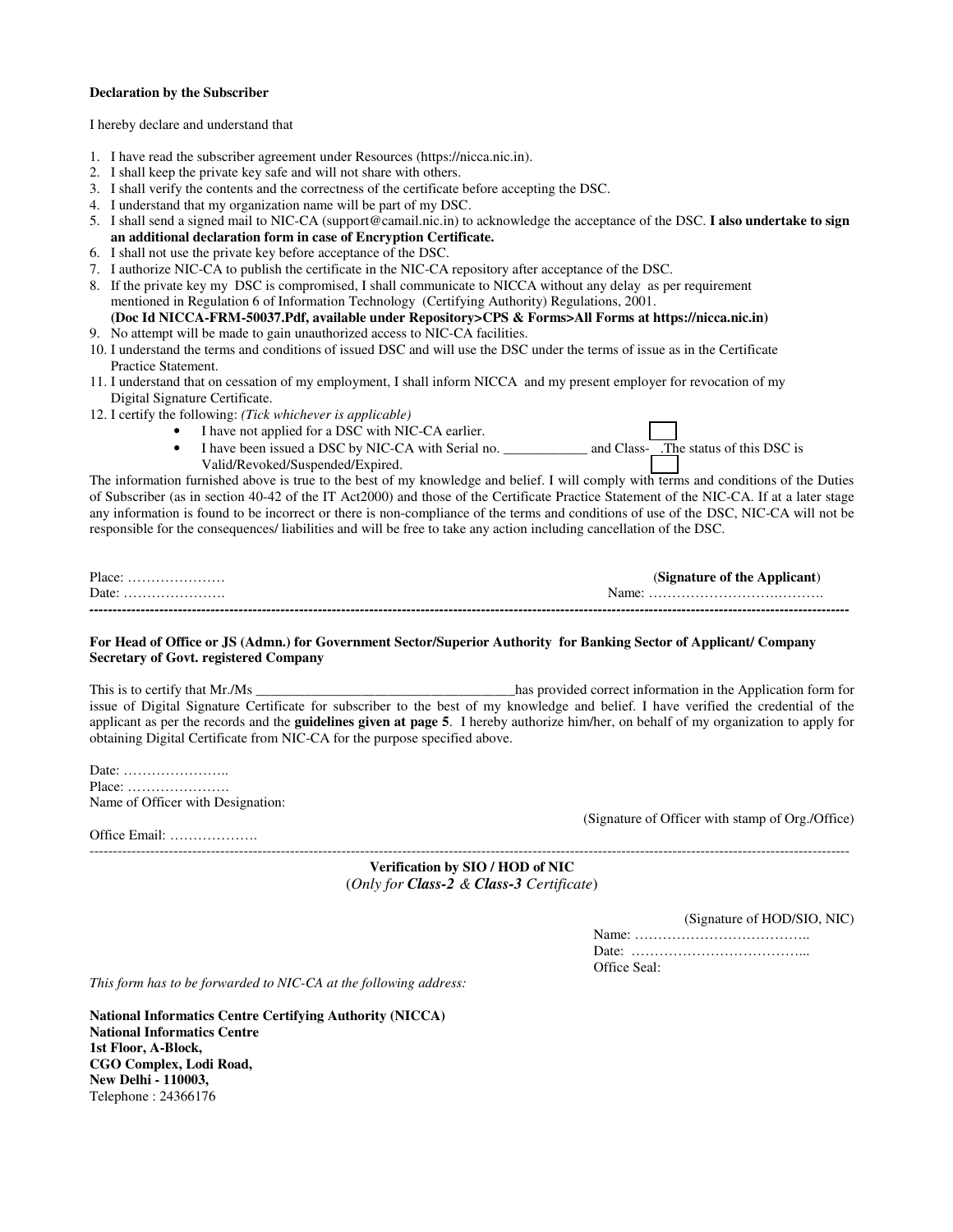**Declaration by the Subscriber**

I hereby declare and understand that

1. I have read the subscriber agreement under Resources (https://nicca.nic.in).
2. I shall keep the private key safe and will not share with others.
3. I shall verify the contents and the correctness of the certificate before accepting the DSC.
4. I understand that my organization name will be part of my DSC.
5. I shall send a signed mail to NIC-CA (support@camail.nic.in) to acknowledge the acceptance of the DSC. **I also undertake to sign an additional declaration form in case of Encryption Certificate.**
6. I shall not use the private key before acceptance of the DSC.
7. I authorize NIC-CA to publish the certificate in the NIC-CA repository after acceptance of the DSC.
8. If the private key my DSC is compromised, I shall communicate to NICCA without any delay as per requirement mentioned in Regulation 6 of Information Technology (Certifying Authority) Regulations, 2001. **(Doc Id NICCA-FRM-50037.Pdf, available under Repository>CPS & Forms>All Forms at https://nicca.nic.in)**
9. No attempt will be made to gain unauthorized access to NIC-CA facilities.
10. I understand the terms and conditions of issued DSC and will use the DSC under the terms of issue as in the Certificate Practice Statement.
11. I understand that on cessation of my employment, I shall inform NICCA and my present employer for revocation of my Digital Signature Certificate.
12. I certify the following: *(Tick whichever is applicable)*
    - I have not applied for a DSC with NIC-CA earlier. ☐
    - I have been issued a DSC by NIC-CA with Serial no. ____________ and Class- . The status of this DSC is Valid/Revoked/Suspended/Expired. ☐

The information furnished above is true to the best of my knowledge and belief. I will comply with terms and conditions of the Duties of Subscriber (as in section 40-42 of the IT Act2000) and those of the Certificate Practice Statement of the NIC-CA. If at a later stage any information is found to be incorrect or there is non-compliance of the terms and conditions of use of the DSC, NIC-CA will not be responsible for the consequences/ liabilities and will be free to take any action including cancellation of the DSC.

Place: …………………

Date: ………………….

(**Signature of the Applicant**)

Name: ……………………….……….

---

**For Head of Office or JS (Admn.) for Government Sector/Superior Authority for Banking Sector of Applicant/ Company Secretary of Govt. registered Company**

This is to certify that Mr./Ms ____________________________________has provided correct information in the Application form for issue of Digital Signature Certificate for subscriber to the best of my knowledge and belief. I have verified the credential of the applicant as per the records and the **guidelines given at page 5**. I hereby authorize him/her, on behalf of my organization to apply for obtaining Digital Certificate from NIC-CA for the purpose specified above.

Date: …………………..

Place: ………………….

Name of Officer with Designation:

(Signature of Officer with stamp of Org./Office)

Office Email: ……………….

---

**Verification by SIO / HOD of NIC**

(*Only for **Class-2** & **Class-3** Certificate*)

(Signature of HOD/SIO, NIC)

Name: ………………………………..

Date: ………………………………...

Office Seal:

*This form has to be forwarded to NIC-CA at the following address:*

**National Informatics Centre Certifying Authority (NICCA)**
**National Informatics Centre**
**1st Floor, A-Block,**
**CGO Complex, Lodi Road,**
**New Delhi - 110003,**
Telephone : 24366176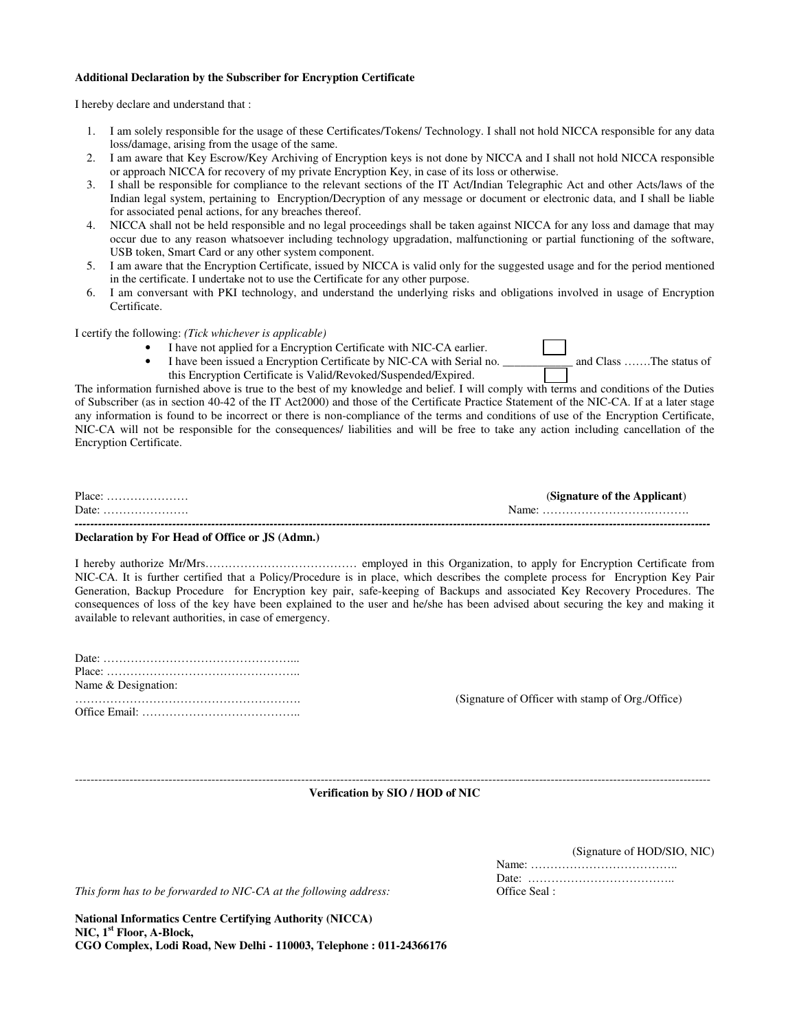**Additional Declaration by the Subscriber for Encryption Certificate**

I hereby declare and understand that :

1. I am solely responsible for the usage of these Certificates/Tokens/ Technology. I shall not hold NICCA responsible for any data loss/damage, arising from the usage of the same.
2. I am aware that Key Escrow/Key Archiving of Encryption keys is not done by NICCA and I shall not hold NICCA responsible or approach NICCA for recovery of my private Encryption Key, in case of its loss or otherwise.
3. I shall be responsible for compliance to the relevant sections of the IT Act/Indian Telegraphic Act and other Acts/laws of the Indian legal system, pertaining to Encryption/Decryption of any message or document or electronic data, and I shall be liable for associated penal actions, for any breaches thereof.
4. NICCA shall not be held responsible and no legal proceedings shall be taken against NICCA for any loss and damage that may occur due to any reason whatsoever including technology upgradation, malfunctioning or partial functioning of the software, USB token, Smart Card or any other system component.
5. I am aware that the Encryption Certificate, issued by NICCA is valid only for the suggested usage and for the period mentioned in the certificate. I undertake not to use the Certificate for any other purpose.
6. I am conversant with PKI technology, and understand the underlying risks and obligations involved in usage of Encryption Certificate.

I certify the following: *(Tick whichever is applicable)*

- I have not applied for a Encryption Certificate with NIC-CA earlier. ☐
- I have been issued a Encryption Certificate by NIC-CA with Serial no. ____________ and Class …….The status of this Encryption Certificate is Valid/Revoked/Suspended/Expired. ☐

The information furnished above is true to the best of my knowledge and belief. I will comply with terms and conditions of the Duties of Subscriber (as in section 40-42 of the IT Act2000) and those of the Certificate Practice Statement of the NIC-CA. If at a later stage any information is found to be incorrect or there is non-compliance of the terms and conditions of use of the Encryption Certificate, NIC-CA will not be responsible for the consequences/ liabilities and will be free to take any action including cancellation of the Encryption Certificate.

Place: …………………

Date: ………………….

(**Signature of the Applicant**)

Name: ……………………….……….

---

**Declaration by For Head of Office or JS (Admn.)**

I hereby authorize Mr/Mrs………………………………… employed in this Organization, to apply for Encryption Certificate from NIC-CA. It is further certified that a Policy/Procedure is in place, which describes the complete process for Encryption Key Pair Generation, Backup Procedure for Encryption key pair, safe-keeping of Backups and associated Key Recovery Procedures. The consequences of loss of the key have been explained to the user and he/she has been advised about securing the key and making it available to relevant authorities, in case of emergency.

Date: …………………………………………...

Place: …………………………………………..

Name & Designation:

………………………………………………….

Office Email: …………………………………..

(Signature of Officer with stamp of Org./Office)

---

**Verification by SIO / HOD of NIC**

(Signature of HOD/SIO, NIC)

Name: ………………………………..

Date: ………………………………..

Office Seal :

*This form has to be forwarded to NIC-CA at the following address:*

**National Informatics Centre Certifying Authority (NICCA)**
**NIC, 1st Floor, A-Block,**
**CGO Complex, Lodi Road, New Delhi - 110003, Telephone : 011-24366176**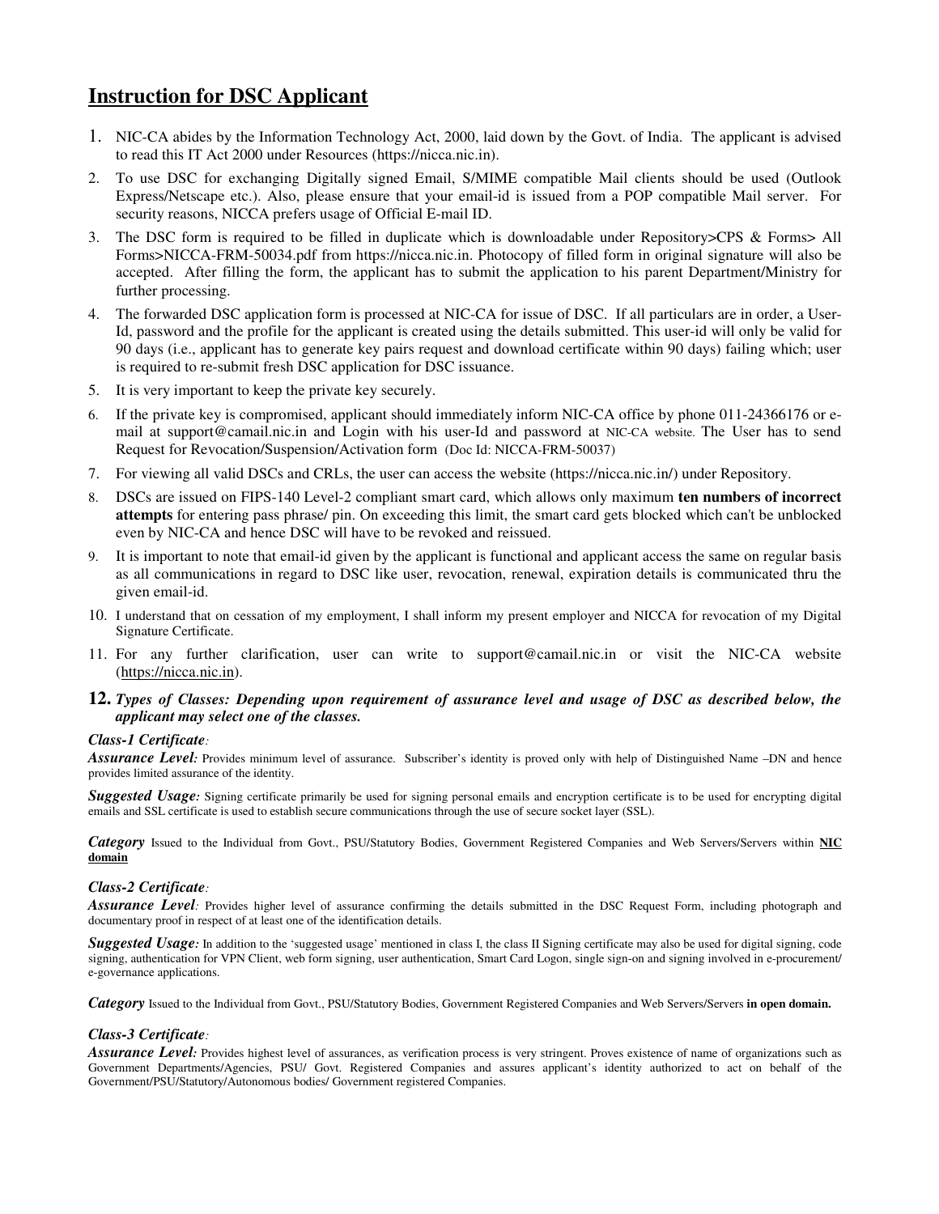# Instruction for DSC Applicant

1. NIC-CA abides by the Information Technology Act, 2000, laid down by the Govt. of India. The applicant is advised to read this IT Act 2000 under Resources (https://nicca.nic.in).
2. To use DSC for exchanging Digitally signed Email, S/MIME compatible Mail clients should be used (Outlook Express/Netscape etc.). Also, please ensure that your email-id is issued from a POP compatible Mail server. For security reasons, NICCA prefers usage of Official E-mail ID.
3. The DSC form is required to be filled in duplicate which is downloadable under Repository>CPS & Forms> All Forms>NICCA-FRM-50034.pdf from https://nicca.nic.in. Photocopy of filled form in original signature will also be accepted. After filling the form, the applicant has to submit the application to his parent Department/Ministry for further processing.
4. The forwarded DSC application form is processed at NIC-CA for issue of DSC. If all particulars are in order, a User-Id, password and the profile for the applicant is created using the details submitted. This user-id will only be valid for 90 days (i.e., applicant has to generate key pairs request and download certificate within 90 days) failing which; user is required to re-submit fresh DSC application for DSC issuance.
5. It is very important to keep the private key securely.
6. If the private key is compromised, applicant should immediately inform NIC-CA office by phone 011-24366176 or e-mail at support@camail.nic.in and Login with his user-Id and password at NIC-CA website. The User has to send Request for Revocation/Suspension/Activation form (Doc Id: NICCA-FRM-50037)
7. For viewing all valid DSCs and CRLs, the user can access the website (https://nicca.nic.in/) under Repository.
8. DSCs are issued on FIPS-140 Level-2 compliant smart card, which allows only maximum **ten numbers of incorrect attempts** for entering pass phrase/ pin. On exceeding this limit, the smart card gets blocked which can't be unblocked even by NIC-CA and hence DSC will have to be revoked and reissued.
9. It is important to note that email-id given by the applicant is functional and applicant access the same on regular basis as all communications in regard to DSC like user, revocation, renewal, expiration details is communicated thru the given email-id.
10. I understand that on cessation of my employment, I shall inform my present employer and NICCA for revocation of my Digital Signature Certificate.
11. For any further clarification, user can write to support@camail.nic.in or visit the NIC-CA website (https://nicca.nic.in).
12. ***Types of Classes: Depending upon requirement of assurance level and usage of DSC as described below, the applicant may select one of the classes.***

***Class-1 Certificate:***

***Assurance Level:*** Provides minimum level of assurance. Subscriber's identity is proved only with help of Distinguished Name –DN and hence provides limited assurance of the identity.

***Suggested Usage:*** Signing certificate primarily be used for signing personal emails and encryption certificate is to be used for encrypting digital emails and SSL certificate is used to establish secure communications through the use of secure socket layer (SSL).

***Category*** Issued to the Individual from Govt., PSU/Statutory Bodies, Government Registered Companies and Web Servers/Servers within **NIC domain**

***Class-2 Certificate:***

***Assurance Level:*** Provides higher level of assurance confirming the details submitted in the DSC Request Form, including photograph and documentary proof in respect of at least one of the identification details.

***Suggested Usage:*** In addition to the 'suggested usage' mentioned in class I, the class II Signing certificate may also be used for digital signing, code signing, authentication for VPN Client, web form signing, user authentication, Smart Card Logon, single sign-on and signing involved in e-procurement/ e-governance applications.

***Category*** Issued to the Individual from Govt., PSU/Statutory Bodies, Government Registered Companies and Web Servers/Servers **in open domain.**

***Class-3 Certificate:***

***Assurance Level:*** Provides highest level of assurances, as verification process is very stringent. Proves existence of name of organizations such as Government Departments/Agencies, PSU/ Govt. Registered Companies and assures applicant's identity authorized to act on behalf of the Government/PSU/Statutory/Autonomous bodies/ Government registered Companies.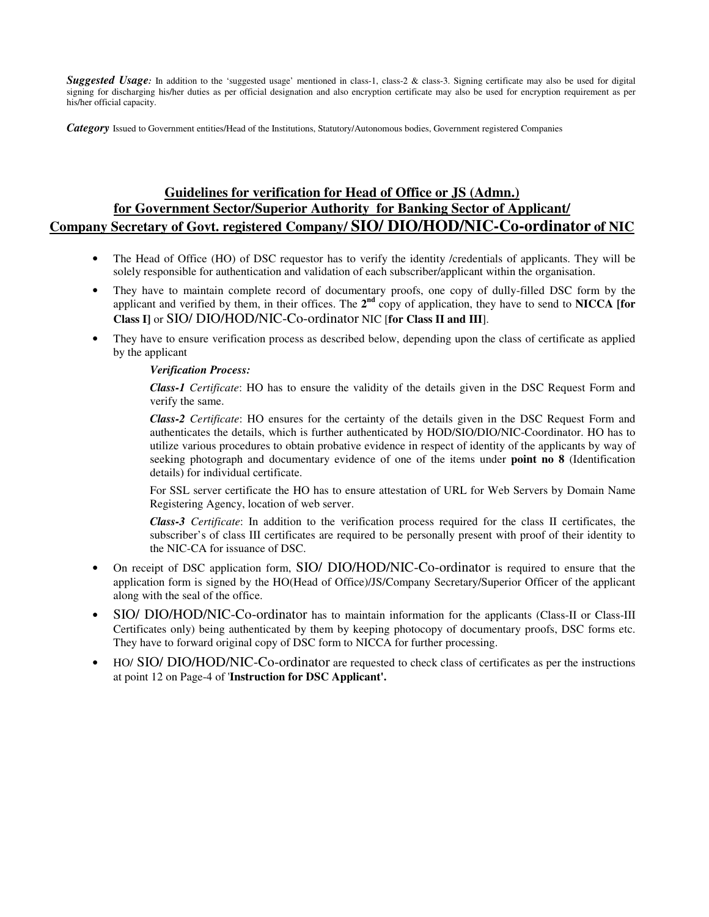***Suggested Usage:*** In addition to the 'suggested usage' mentioned in class-1, class-2 & class-3. Signing certificate may also be used for digital signing for discharging his/her duties as per official designation and also encryption certificate may also be used for encryption requirement as per his/her official capacity.

***Category*** Issued to Government entities/Head of the Institutions, Statutory/Autonomous bodies, Government registered Companies

## Guidelines for verification for Head of Office or JS (Admn.) for Government Sector/Superior Authority for Banking Sector of Applicant/ Company Secretary of Govt. registered Company/ SIO/ DIO/HOD/NIC-Co-ordinator of NIC

- The Head of Office (HO) of DSC requestor has to verify the identity /credentials of applicants. They will be solely responsible for authentication and validation of each subscriber/applicant within the organisation.
- They have to maintain complete record of documentary proofs, one copy of dully-filled DSC form by the applicant and verified by them, in their offices. The **2nd** copy of application, they have to send to **NICCA [for Class I]** or SIO/ DIO/HOD/NIC-Co-ordinator NIC [**for Class II and III**].
- They have to ensure verification process as described below, depending upon the class of certificate as applied by the applicant

  ***Verification Process:***

  ***Class-1*** *Certificate*: HO has to ensure the validity of the details given in the DSC Request Form and verify the same.

  ***Class-2*** *Certificate*: HO ensures for the certainty of the details given in the DSC Request Form and authenticates the details, which is further authenticated by HOD/SIO/DIO/NIC-Coordinator. HO has to utilize various procedures to obtain probative evidence in respect of identity of the applicants by way of seeking photograph and documentary evidence of one of the items under **point no 8** (Identification details) for individual certificate.

  For SSL server certificate the HO has to ensure attestation of URL for Web Servers by Domain Name Registering Agency, location of web server.

  ***Class-3*** *Certificate*: In addition to the verification process required for the class II certificates, the subscriber's of class III certificates are required to be personally present with proof of their identity to the NIC-CA for issuance of DSC.

- On receipt of DSC application form, SIO/ DIO/HOD/NIC-Co-ordinator is required to ensure that the application form is signed by the HO(Head of Office)/JS/Company Secretary/Superior Officer of the applicant along with the seal of the office.
- SIO/ DIO/HOD/NIC-Co-ordinator has to maintain information for the applicants (Class-II or Class-III Certificates only) being authenticated by them by keeping photocopy of documentary proofs, DSC forms etc. They have to forward original copy of DSC form to NICCA for further processing.
- HO/ SIO/ DIO/HOD/NIC-Co-ordinator are requested to check class of certificates as per the instructions at point 12 on Page-4 of '**Instruction for DSC Applicant'.**